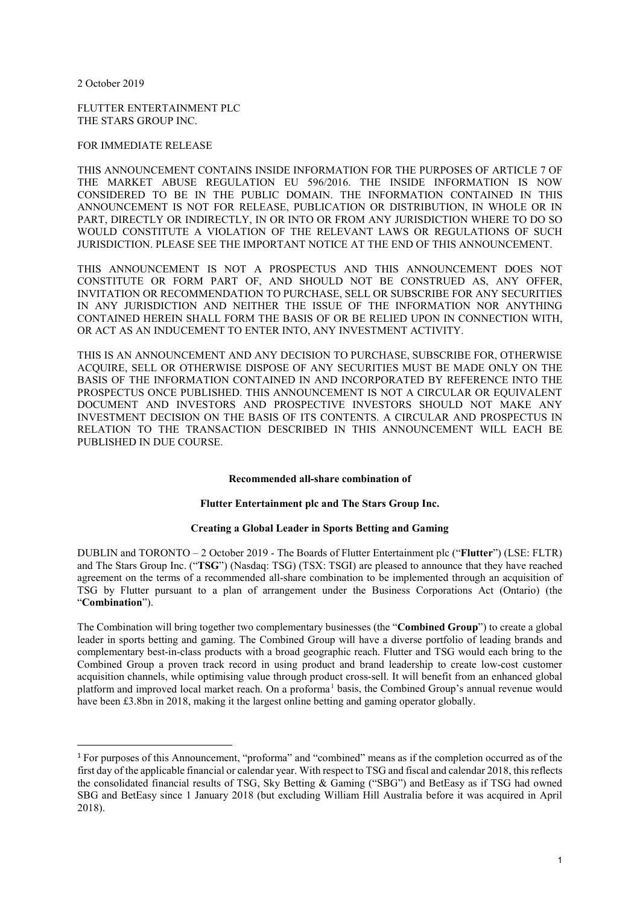2 October 2019

FLUTTER ENTERTAINMENT PLC
THE STARS GROUP INC.

FOR IMMEDIATE RELEASE

THIS ANNOUNCEMENT CONTAINS INSIDE INFORMATION FOR THE PURPOSES OF ARTICLE 7 OF THE MARKET ABUSE REGULATION EU 596/2016. THE INSIDE INFORMATION IS NOW CONSIDERED TO BE IN THE PUBLIC DOMAIN. THE INFORMATION CONTAINED IN THIS ANNOUNCEMENT IS NOT FOR RELEASE, PUBLICATION OR DISTRIBUTION, IN WHOLE OR IN PART, DIRECTLY OR INDIRECTLY, IN OR INTO OR FROM ANY JURISDICTION WHERE TO DO SO WOULD CONSTITUTE A VIOLATION OF THE RELEVANT LAWS OR REGULATIONS OF SUCH JURISDICTION. PLEASE SEE THE IMPORTANT NOTICE AT THE END OF THIS ANNOUNCEMENT.

THIS ANNOUNCEMENT IS NOT A PROSPECTUS AND THIS ANNOUNCEMENT DOES NOT CONSTITUTE OR FORM PART OF, AND SHOULD NOT BE CONSTRUED AS, ANY OFFER, INVITATION OR RECOMMENDATION TO PURCHASE, SELL OR SUBSCRIBE FOR ANY SECURITIES IN ANY JURISDICTION AND NEITHER THE ISSUE OF THE INFORMATION NOR ANYTHING CONTAINED HEREIN SHALL FORM THE BASIS OF OR BE RELIED UPON IN CONNECTION WITH, OR ACT AS AN INDUCEMENT TO ENTER INTO, ANY INVESTMENT ACTIVITY.

THIS IS AN ANNOUNCEMENT AND ANY DECISION TO PURCHASE, SUBSCRIBE FOR, OTHERWISE ACQUIRE, SELL OR OTHERWISE DISPOSE OF ANY SECURITIES MUST BE MADE ONLY ON THE BASIS OF THE INFORMATION CONTAINED IN AND INCORPORATED BY REFERENCE INTO THE PROSPECTUS ONCE PUBLISHED. THIS ANNOUNCEMENT IS NOT A CIRCULAR OR EQUIVALENT DOCUMENT AND INVESTORS AND PROSPECTIVE INVESTORS SHOULD NOT MAKE ANY INVESTMENT DECISION ON THE BASIS OF ITS CONTENTS. A CIRCULAR AND PROSPECTUS IN RELATION TO THE TRANSACTION DESCRIBED IN THIS ANNOUNCEMENT WILL EACH BE PUBLISHED IN DUE COURSE.

**Recommended all-share combination of**

**Flutter Entertainment plc and The Stars Group Inc.**

**Creating a Global Leader in Sports Betting and Gaming**

DUBLIN and TORONTO – 2 October 2019 - The Boards of Flutter Entertainment plc ("**Flutter**") (LSE: FLTR) and The Stars Group Inc. ("**TSG**") (Nasdaq: TSG) (TSX: TSGI) are pleased to announce that they have reached agreement on the terms of a recommended all-share combination to be implemented through an acquisition of TSG by Flutter pursuant to a plan of arrangement under the Business Corporations Act (Ontario) (the "**Combination**").

The Combination will bring together two complementary businesses (the "**Combined Group**") to create a global leader in sports betting and gaming. The Combined Group will have a diverse portfolio of leading brands and complementary best-in-class products with a broad geographic reach. Flutter and TSG would each bring to the Combined Group a proven track record in using product and brand leadership to create low-cost customer acquisition channels, while optimising value through product cross-sell. It will benefit from an enhanced global platform and improved local market reach. On a proforma[1] basis, the Combined Group's annual revenue would have been £3.8bn in 2018, making it the largest online betting and gaming operator globally.

[1] For purposes of this Announcement, "proforma" and "combined" means as if the completion occurred as of the first day of the applicable financial or calendar year. With respect to TSG and fiscal and calendar 2018, this reflects the consolidated financial results of TSG, Sky Betting & Gaming ("SBG") and BetEasy as if TSG had owned SBG and BetEasy since 1 January 2018 (but excluding William Hill Australia before it was acquired in April 2018).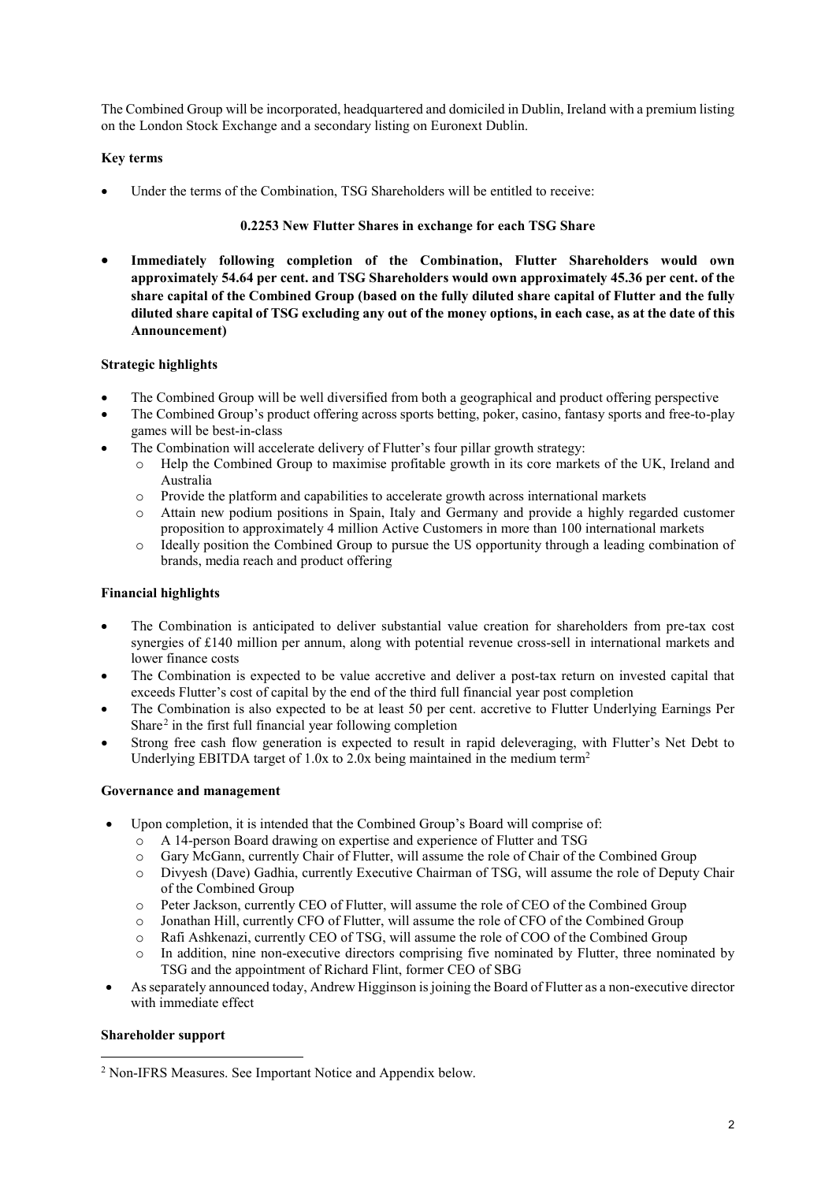The Combined Group will be incorporated, headquartered and domiciled in Dublin, Ireland with a premium listing on the London Stock Exchange and a secondary listing on Euronext Dublin.

**Key terms**

- Under the terms of the Combination, TSG Shareholders will be entitled to receive:

**0.2253 New Flutter Shares in exchange for each TSG Share**

- **Immediately following completion of the Combination, Flutter Shareholders would own approximately 54.64 per cent. and TSG Shareholders would own approximately 45.36 per cent. of the share capital of the Combined Group (based on the fully diluted share capital of Flutter and the fully diluted share capital of TSG excluding any out of the money options, in each case, as at the date of this Announcement)**

**Strategic highlights**

- The Combined Group will be well diversified from both a geographical and product offering perspective
- The Combined Group's product offering across sports betting, poker, casino, fantasy sports and free-to-play games will be best-in-class
- The Combination will accelerate delivery of Flutter's four pillar growth strategy:
  - Help the Combined Group to maximise profitable growth in its core markets of the UK, Ireland and Australia
  - Provide the platform and capabilities to accelerate growth across international markets
  - Attain new podium positions in Spain, Italy and Germany and provide a highly regarded customer proposition to approximately 4 million Active Customers in more than 100 international markets
  - Ideally position the Combined Group to pursue the US opportunity through a leading combination of brands, media reach and product offering

**Financial highlights**

- The Combination is anticipated to deliver substantial value creation for shareholders from pre-tax cost synergies of £140 million per annum, along with potential revenue cross-sell in international markets and lower finance costs
- The Combination is expected to be value accretive and deliver a post-tax return on invested capital that exceeds Flutter's cost of capital by the end of the third full financial year post completion
- The Combination is also expected to be at least 50 per cent. accretive to Flutter Underlying Earnings Per Share[2] in the first full financial year following completion
- Strong free cash flow generation is expected to result in rapid deleveraging, with Flutter's Net Debt to Underlying EBITDA target of 1.0x to 2.0x being maintained in the medium term[2]

**Governance and management**

- Upon completion, it is intended that the Combined Group's Board will comprise of:
  - A 14-person Board drawing on expertise and experience of Flutter and TSG
  - Gary McGann, currently Chair of Flutter, will assume the role of Chair of the Combined Group
  - Divyesh (Dave) Gadhia, currently Executive Chairman of TSG, will assume the role of Deputy Chair of the Combined Group
  - Peter Jackson, currently CEO of Flutter, will assume the role of CEO of the Combined Group
  - Jonathan Hill, currently CFO of Flutter, will assume the role of CFO of the Combined Group
  - Rafi Ashkenazi, currently CEO of TSG, will assume the role of COO of the Combined Group
  - In addition, nine non-executive directors comprising five nominated by Flutter, three nominated by TSG and the appointment of Richard Flint, former CEO of SBG
- As separately announced today, Andrew Higginson is joining the Board of Flutter as a non-executive director with immediate effect

**Shareholder support**

[2] Non-IFRS Measures. See Important Notice and Appendix below.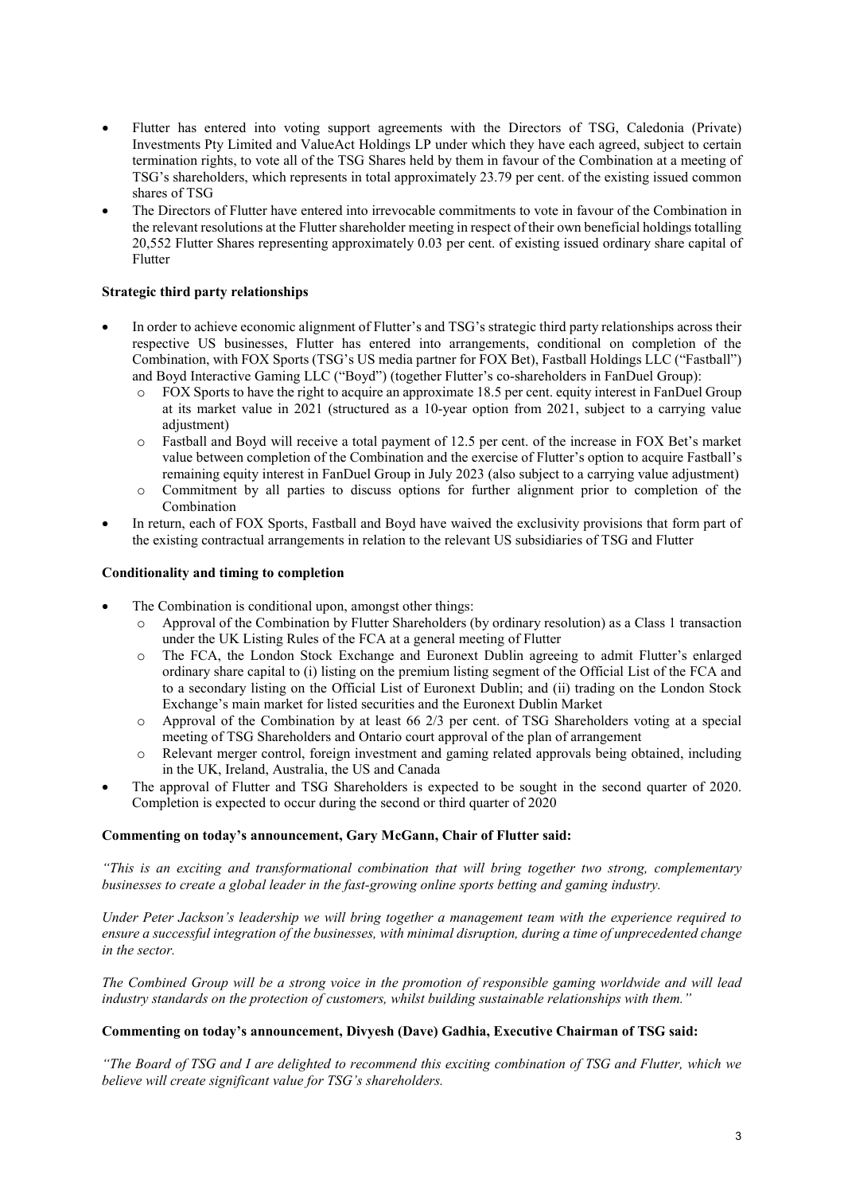- Flutter has entered into voting support agreements with the Directors of TSG, Caledonia (Private) Investments Pty Limited and ValueAct Holdings LP under which they have each agreed, subject to certain termination rights, to vote all of the TSG Shares held by them in favour of the Combination at a meeting of TSG's shareholders, which represents in total approximately 23.79 per cent. of the existing issued common shares of TSG
- The Directors of Flutter have entered into irrevocable commitments to vote in favour of the Combination in the relevant resolutions at the Flutter shareholder meeting in respect of their own beneficial holdings totalling 20,552 Flutter Shares representing approximately 0.03 per cent. of existing issued ordinary share capital of Flutter

**Strategic third party relationships**

- In order to achieve economic alignment of Flutter's and TSG's strategic third party relationships across their respective US businesses, Flutter has entered into arrangements, conditional on completion of the Combination, with FOX Sports (TSG's US media partner for FOX Bet), Fastball Holdings LLC ("Fastball") and Boyd Interactive Gaming LLC ("Boyd") (together Flutter's co-shareholders in FanDuel Group):
  - FOX Sports to have the right to acquire an approximate 18.5 per cent. equity interest in FanDuel Group at its market value in 2021 (structured as a 10-year option from 2021, subject to a carrying value adjustment)
  - Fastball and Boyd will receive a total payment of 12.5 per cent. of the increase in FOX Bet's market value between completion of the Combination and the exercise of Flutter's option to acquire Fastball's remaining equity interest in FanDuel Group in July 2023 (also subject to a carrying value adjustment)
  - Commitment by all parties to discuss options for further alignment prior to completion of the Combination
- In return, each of FOX Sports, Fastball and Boyd have waived the exclusivity provisions that form part of the existing contractual arrangements in relation to the relevant US subsidiaries of TSG and Flutter

**Conditionality and timing to completion**

- The Combination is conditional upon, amongst other things:
  - Approval of the Combination by Flutter Shareholders (by ordinary resolution) as a Class 1 transaction under the UK Listing Rules of the FCA at a general meeting of Flutter
  - The FCA, the London Stock Exchange and Euronext Dublin agreeing to admit Flutter's enlarged ordinary share capital to (i) listing on the premium listing segment of the Official List of the FCA and to a secondary listing on the Official List of Euronext Dublin; and (ii) trading on the London Stock Exchange's main market for listed securities and the Euronext Dublin Market
  - Approval of the Combination by at least 66 2/3 per cent. of TSG Shareholders voting at a special meeting of TSG Shareholders and Ontario court approval of the plan of arrangement
  - Relevant merger control, foreign investment and gaming related approvals being obtained, including in the UK, Ireland, Australia, the US and Canada
- The approval of Flutter and TSG Shareholders is expected to be sought in the second quarter of 2020. Completion is expected to occur during the second or third quarter of 2020

**Commenting on today's announcement, Gary McGann, Chair of Flutter said:**

*"This is an exciting and transformational combination that will bring together two strong, complementary businesses to create a global leader in the fast-growing online sports betting and gaming industry.*

*Under Peter Jackson's leadership we will bring together a management team with the experience required to ensure a successful integration of the businesses, with minimal disruption, during a time of unprecedented change in the sector.*

*The Combined Group will be a strong voice in the promotion of responsible gaming worldwide and will lead industry standards on the protection of customers, whilst building sustainable relationships with them."*

**Commenting on today's announcement, Divyesh (Dave) Gadhia, Executive Chairman of TSG said:**

*"The Board of TSG and I are delighted to recommend this exciting combination of TSG and Flutter, which we believe will create significant value for TSG's shareholders.*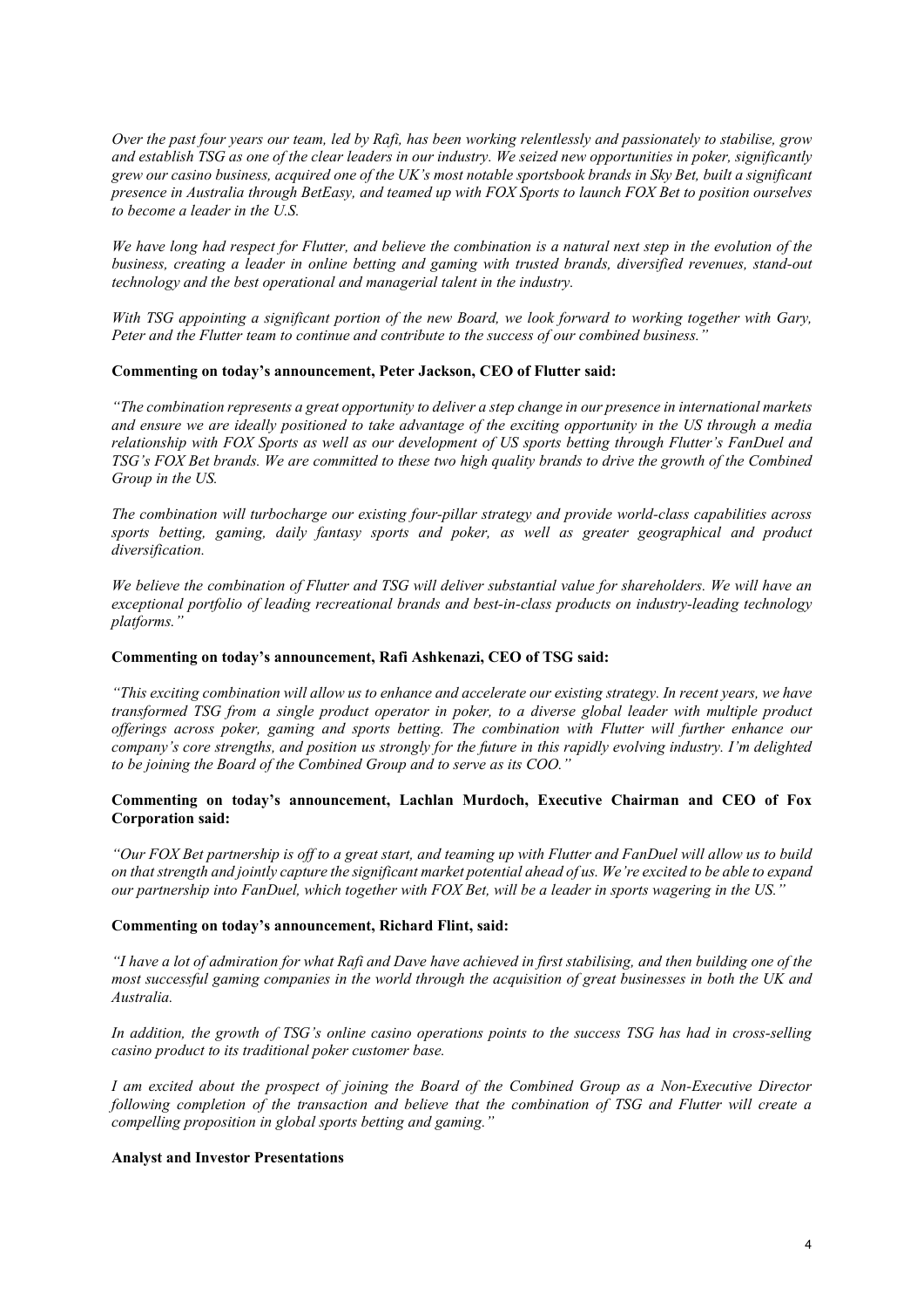*Over the past four years our team, led by Rafi, has been working relentlessly and passionately to stabilise, grow and establish TSG as one of the clear leaders in our industry. We seized new opportunities in poker, significantly grew our casino business, acquired one of the UK's most notable sportsbook brands in Sky Bet, built a significant presence in Australia through BetEasy, and teamed up with FOX Sports to launch FOX Bet to position ourselves to become a leader in the U.S.*

*We have long had respect for Flutter, and believe the combination is a natural next step in the evolution of the business, creating a leader in online betting and gaming with trusted brands, diversified revenues, stand-out technology and the best operational and managerial talent in the industry.*

*With TSG appointing a significant portion of the new Board, we look forward to working together with Gary, Peter and the Flutter team to continue and contribute to the success of our combined business."*

**Commenting on today's announcement, Peter Jackson, CEO of Flutter said:**

*"The combination represents a great opportunity to deliver a step change in our presence in international markets and ensure we are ideally positioned to take advantage of the exciting opportunity in the US through a media relationship with FOX Sports as well as our development of US sports betting through Flutter's FanDuel and TSG's FOX Bet brands. We are committed to these two high quality brands to drive the growth of the Combined Group in the US.*

*The combination will turbocharge our existing four-pillar strategy and provide world-class capabilities across sports betting, gaming, daily fantasy sports and poker, as well as greater geographical and product diversification.*

*We believe the combination of Flutter and TSG will deliver substantial value for shareholders. We will have an exceptional portfolio of leading recreational brands and best-in-class products on industry-leading technology platforms."*

**Commenting on today's announcement, Rafi Ashkenazi, CEO of TSG said:**

*"This exciting combination will allow us to enhance and accelerate our existing strategy. In recent years, we have transformed TSG from a single product operator in poker, to a diverse global leader with multiple product offerings across poker, gaming and sports betting. The combination with Flutter will further enhance our company's core strengths, and position us strongly for the future in this rapidly evolving industry. I'm delighted to be joining the Board of the Combined Group and to serve as its COO."*

**Commenting on today's announcement, Lachlan Murdoch, Executive Chairman and CEO of Fox Corporation said:**

*"Our FOX Bet partnership is off to a great start, and teaming up with Flutter and FanDuel will allow us to build on that strength and jointly capture the significant market potential ahead of us. We're excited to be able to expand our partnership into FanDuel, which together with FOX Bet, will be a leader in sports wagering in the US."*

**Commenting on today's announcement, Richard Flint, said:**

*"I have a lot of admiration for what Rafi and Dave have achieved in first stabilising, and then building one of the most successful gaming companies in the world through the acquisition of great businesses in both the UK and Australia.*

*In addition, the growth of TSG's online casino operations points to the success TSG has had in cross-selling casino product to its traditional poker customer base.*

*I am excited about the prospect of joining the Board of the Combined Group as a Non-Executive Director following completion of the transaction and believe that the combination of TSG and Flutter will create a compelling proposition in global sports betting and gaming."*

**Analyst and Investor Presentations**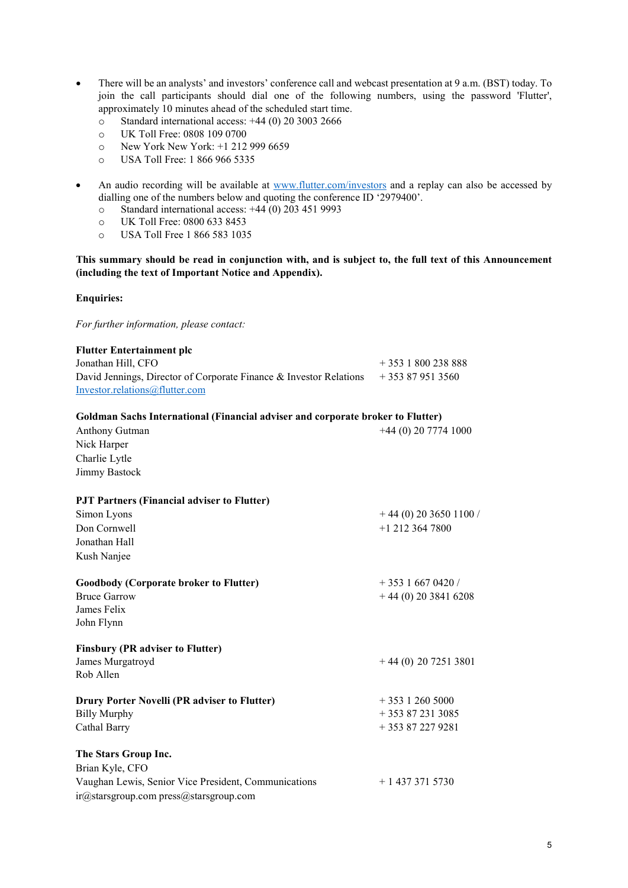- There will be an analysts' and investors' conference call and webcast presentation at 9 a.m. (BST) today. To join the call participants should dial one of the following numbers, using the password 'Flutter', approximately 10 minutes ahead of the scheduled start time.
    - Standard international access: +44 (0) 20 3003 2666
    - UK Toll Free: 0808 109 0700
    - New York New York: +1 212 999 6659
    - USA Toll Free: 1 866 966 5335

- An audio recording will be available at www.flutter.com/investors and a replay can also be accessed by dialling one of the numbers below and quoting the conference ID '2979400'.
    - Standard international access: +44 (0) 203 451 9993
    - UK Toll Free: 0800 633 8453
    - USA Toll Free 1 866 583 1035

**This summary should be read in conjunction with, and is subject to, the full text of this Announcement (including the text of Important Notice and Appendix).**

**Enquiries:**

*For further information, please contact:*

**Flutter Entertainment plc**
Jonathan Hill, CFO — + 353 1 800 238 888
David Jennings, Director of Corporate Finance & Investor Relations — + 353 87 951 3560
Investor.relations@flutter.com

**Goldman Sachs International (Financial adviser and corporate broker to Flutter)** — +44 (0) 20 7774 1000
Anthony Gutman
Nick Harper
Charlie Lytle
Jimmy Bastock

**PJT Partners (Financial adviser to Flutter)** — + 44 (0) 20 3650 1100 / +1 212 364 7800
Simon Lyons
Don Cornwell
Jonathan Hall
Kush Nanjee

**Goodbody (Corporate broker to Flutter)** — + 353 1 667 0420 / + 44 (0) 20 3841 6208
Bruce Garrow
James Felix
John Flynn

**Finsbury (PR adviser to Flutter)** — + 44 (0) 20 7251 3801
James Murgatroyd
Rob Allen

**Drury Porter Novelli (PR adviser to Flutter)** — + 353 1 260 5000
Billy Murphy — + 353 87 231 3085
Cathal Barry — + 353 87 227 9281

**The Stars Group Inc.**
Brian Kyle, CFO
Vaughan Lewis, Senior Vice President, Communications — + 1 437 371 5730
ir@starsgroup.com press@starsgroup.com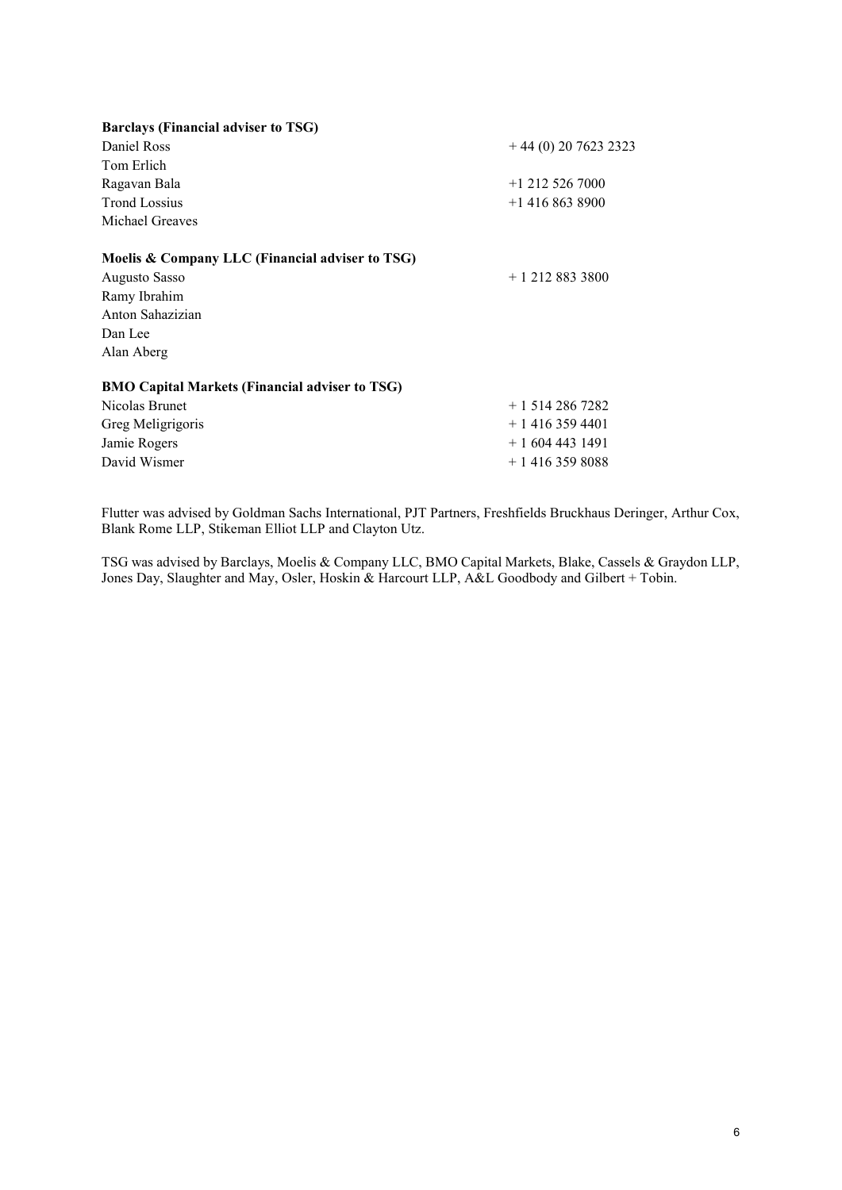**Barclays (Financial adviser to TSG)**

| | |
|---|---|
| Daniel Ross | + 44 (0) 20 7623 2323 |
| Tom Erlich | |
| Ragavan Bala | +1 212 526 7000 |
| Trond Lossius | +1 416 863 8900 |
| Michael Greaves | |

**Moelis & Company LLC (Financial adviser to TSG)**

| | |
|---|---|
| Augusto Sasso | + 1 212 883 3800 |
| Ramy Ibrahim | |
| Anton Sahazizian | |
| Dan Lee | |
| Alan Aberg | |

**BMO Capital Markets (Financial adviser to TSG)**

| | |
|---|---|
| Nicolas Brunet | + 1 514 286 7282 |
| Greg Meligrigoris | + 1 416 359 4401 |
| Jamie Rogers | + 1 604 443 1491 |
| David Wismer | + 1 416 359 8088 |

Flutter was advised by Goldman Sachs International, PJT Partners, Freshfields Bruckhaus Deringer, Arthur Cox, Blank Rome LLP, Stikeman Elliot LLP and Clayton Utz.

TSG was advised by Barclays, Moelis & Company LLC, BMO Capital Markets, Blake, Cassels & Graydon LLP, Jones Day, Slaughter and May, Osler, Hoskin & Harcourt LLP, A&L Goodbody and Gilbert + Tobin.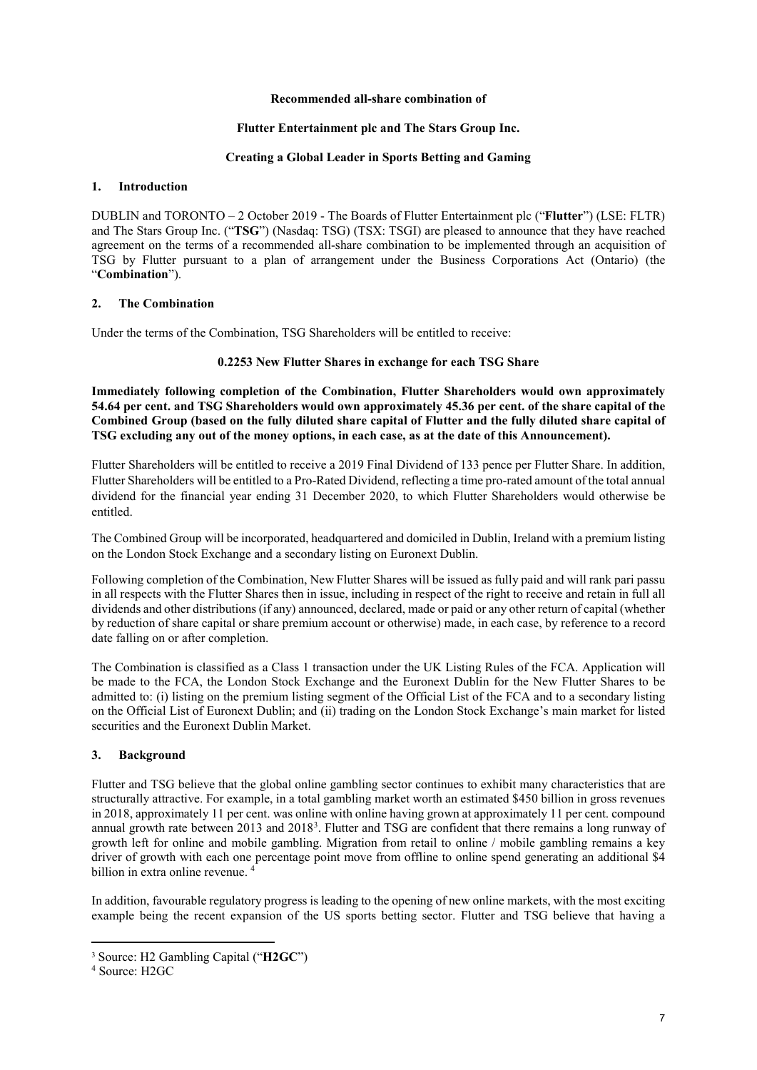**Recommended all-share combination of**

**Flutter Entertainment plc and The Stars Group Inc.**

**Creating a Global Leader in Sports Betting and Gaming**

## 1. Introduction

DUBLIN and TORONTO – 2 October 2019 - The Boards of Flutter Entertainment plc ("**Flutter**") (LSE: FLTR) and The Stars Group Inc. ("**TSG**") (Nasdaq: TSG) (TSX: TSGI) are pleased to announce that they have reached agreement on the terms of a recommended all-share combination to be implemented through an acquisition of TSG by Flutter pursuant to a plan of arrangement under the Business Corporations Act (Ontario) (the "**Combination**").

## 2. The Combination

Under the terms of the Combination, TSG Shareholders will be entitled to receive:

**0.2253 New Flutter Shares in exchange for each TSG Share**

**Immediately following completion of the Combination, Flutter Shareholders would own approximately 54.64 per cent. and TSG Shareholders would own approximately 45.36 per cent. of the share capital of the Combined Group (based on the fully diluted share capital of Flutter and the fully diluted share capital of TSG excluding any out of the money options, in each case, as at the date of this Announcement).**

Flutter Shareholders will be entitled to receive a 2019 Final Dividend of 133 pence per Flutter Share. In addition, Flutter Shareholders will be entitled to a Pro-Rated Dividend, reflecting a time pro-rated amount of the total annual dividend for the financial year ending 31 December 2020, to which Flutter Shareholders would otherwise be entitled.

The Combined Group will be incorporated, headquartered and domiciled in Dublin, Ireland with a premium listing on the London Stock Exchange and a secondary listing on Euronext Dublin.

Following completion of the Combination, New Flutter Shares will be issued as fully paid and will rank pari passu in all respects with the Flutter Shares then in issue, including in respect of the right to receive and retain in full all dividends and other distributions (if any) announced, declared, made or paid or any other return of capital (whether by reduction of share capital or share premium account or otherwise) made, in each case, by reference to a record date falling on or after completion.

The Combination is classified as a Class 1 transaction under the UK Listing Rules of the FCA. Application will be made to the FCA, the London Stock Exchange and the Euronext Dublin for the New Flutter Shares to be admitted to: (i) listing on the premium listing segment of the Official List of the FCA and to a secondary listing on the Official List of Euronext Dublin; and (ii) trading on the London Stock Exchange's main market for listed securities and the Euronext Dublin Market.

## 3. Background

Flutter and TSG believe that the global online gambling sector continues to exhibit many characteristics that are structurally attractive. For example, in a total gambling market worth an estimated $450 billion in gross revenues in 2018, approximately 11 per cent. was online with online having grown at approximately 11 per cent. compound annual growth rate between 2013 and 2018[3]. Flutter and TSG are confident that there remains a long runway of growth left for online and mobile gambling. Migration from retail to online / mobile gambling remains a key driver of growth with each one percentage point move from offline to online spend generating an additional $4 billion in extra online revenue. [4]

In addition, favourable regulatory progress is leading to the opening of new online markets, with the most exciting example being the recent expansion of the US sports betting sector. Flutter and TSG believe that having a

---

[3] Source: H2 Gambling Capital ("**H2GC**")

[4] Source: H2GC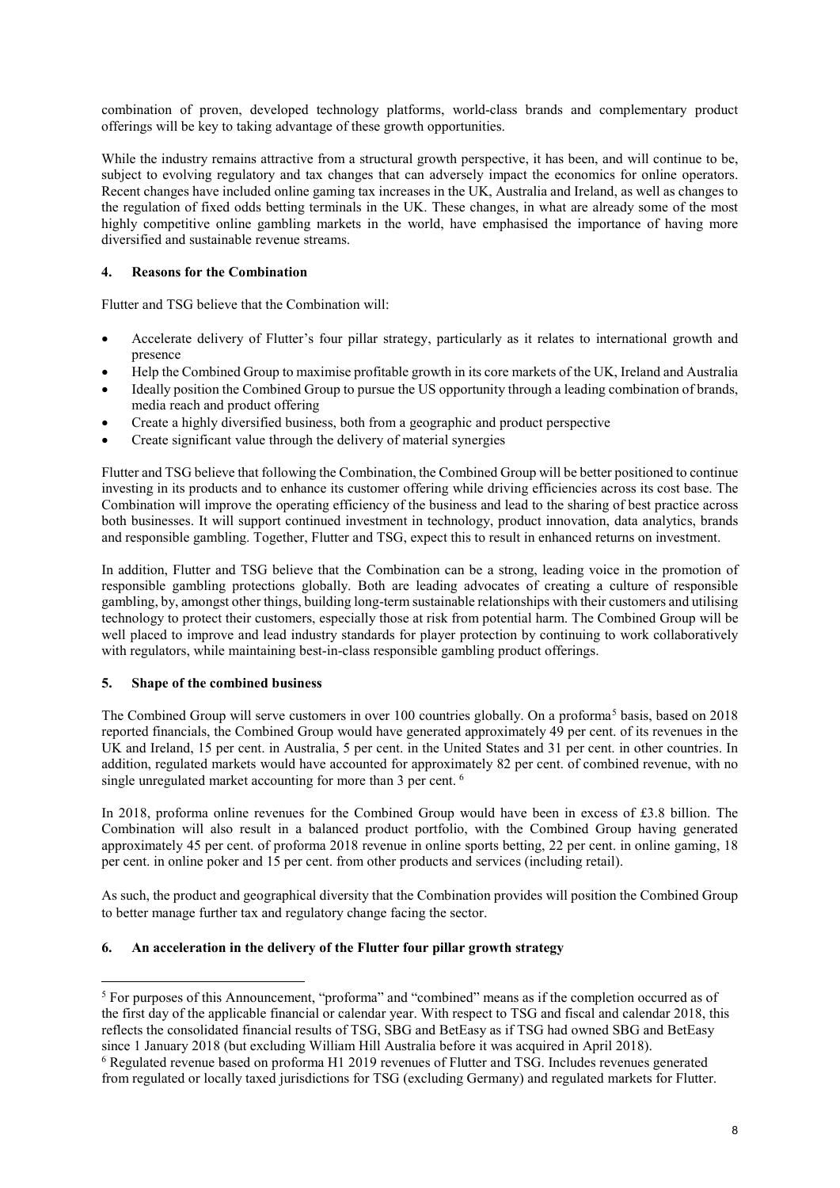combination of proven, developed technology platforms, world-class brands and complementary product offerings will be key to taking advantage of these growth opportunities.

While the industry remains attractive from a structural growth perspective, it has been, and will continue to be, subject to evolving regulatory and tax changes that can adversely impact the economics for online operators. Recent changes have included online gaming tax increases in the UK, Australia and Ireland, as well as changes to the regulation of fixed odds betting terminals in the UK. These changes, in what are already some of the most highly competitive online gambling markets in the world, have emphasised the importance of having more diversified and sustainable revenue streams.

## 4. Reasons for the Combination

Flutter and TSG believe that the Combination will:

- Accelerate delivery of Flutter's four pillar strategy, particularly as it relates to international growth and presence
- Help the Combined Group to maximise profitable growth in its core markets of the UK, Ireland and Australia
- Ideally position the Combined Group to pursue the US opportunity through a leading combination of brands, media reach and product offering
- Create a highly diversified business, both from a geographic and product perspective
- Create significant value through the delivery of material synergies

Flutter and TSG believe that following the Combination, the Combined Group will be better positioned to continue investing in its products and to enhance its customer offering while driving efficiencies across its cost base. The Combination will improve the operating efficiency of the business and lead to the sharing of best practice across both businesses. It will support continued investment in technology, product innovation, data analytics, brands and responsible gambling. Together, Flutter and TSG, expect this to result in enhanced returns on investment.

In addition, Flutter and TSG believe that the Combination can be a strong, leading voice in the promotion of responsible gambling protections globally. Both are leading advocates of creating a culture of responsible gambling, by, amongst other things, building long-term sustainable relationships with their customers and utilising technology to protect their customers, especially those at risk from potential harm. The Combined Group will be well placed to improve and lead industry standards for player protection by continuing to work collaboratively with regulators, while maintaining best-in-class responsible gambling product offerings.

## 5. Shape of the combined business

The Combined Group will serve customers in over 100 countries globally. On a proforma[5] basis, based on 2018 reported financials, the Combined Group would have generated approximately 49 per cent. of its revenues in the UK and Ireland, 15 per cent. in Australia, 5 per cent. in the United States and 31 per cent. in other countries. In addition, regulated markets would have accounted for approximately 82 per cent. of combined revenue, with no single unregulated market accounting for more than 3 per cent. [6]

In 2018, proforma online revenues for the Combined Group would have been in excess of £3.8 billion. The Combination will also result in a balanced product portfolio, with the Combined Group having generated approximately 45 per cent. of proforma 2018 revenue in online sports betting, 22 per cent. in online gaming, 18 per cent. in online poker and 15 per cent. from other products and services (including retail).

As such, the product and geographical diversity that the Combination provides will position the Combined Group to better manage further tax and regulatory change facing the sector.

## 6. An acceleration in the delivery of the Flutter four pillar growth strategy

---

[5] For purposes of this Announcement, "proforma" and "combined" means as if the completion occurred as of the first day of the applicable financial or calendar year. With respect to TSG and fiscal and calendar 2018, this reflects the consolidated financial results of TSG, SBG and BetEasy as if TSG had owned SBG and BetEasy since 1 January 2018 (but excluding William Hill Australia before it was acquired in April 2018).

[6] Regulated revenue based on proforma H1 2019 revenues of Flutter and TSG. Includes revenues generated from regulated or locally taxed jurisdictions for TSG (excluding Germany) and regulated markets for Flutter.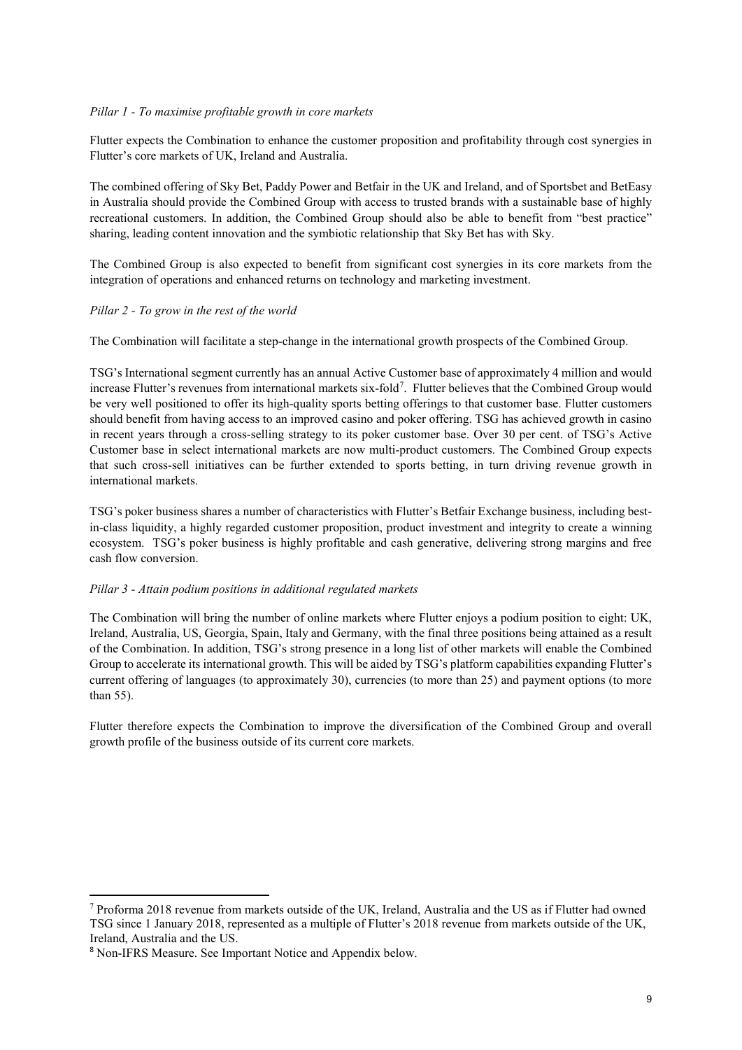*Pillar 1 - To maximise profitable growth in core markets*

Flutter expects the Combination to enhance the customer proposition and profitability through cost synergies in Flutter's core markets of UK, Ireland and Australia.

The combined offering of Sky Bet, Paddy Power and Betfair in the UK and Ireland, and of Sportsbet and BetEasy in Australia should provide the Combined Group with access to trusted brands with a sustainable base of highly recreational customers. In addition, the Combined Group should also be able to benefit from "best practice" sharing, leading content innovation and the symbiotic relationship that Sky Bet has with Sky.

The Combined Group is also expected to benefit from significant cost synergies in its core markets from the integration of operations and enhanced returns on technology and marketing investment.

*Pillar 2 - To grow in the rest of the world*

The Combination will facilitate a step-change in the international growth prospects of the Combined Group.

TSG's International segment currently has an annual Active Customer base of approximately 4 million and would increase Flutter's revenues from international markets six-fold[7]. Flutter believes that the Combined Group would be very well positioned to offer its high-quality sports betting offerings to that customer base. Flutter customers should benefit from having access to an improved casino and poker offering. TSG has achieved growth in casino in recent years through a cross-selling strategy to its poker customer base. Over 30 per cent. of TSG's Active Customer base in select international markets are now multi-product customers. The Combined Group expects that such cross-sell initiatives can be further extended to sports betting, in turn driving revenue growth in international markets.

TSG's poker business shares a number of characteristics with Flutter's Betfair Exchange business, including best-in-class liquidity, a highly regarded customer proposition, product investment and integrity to create a winning ecosystem. TSG's poker business is highly profitable and cash generative, delivering strong margins and free cash flow conversion.

*Pillar 3 - Attain podium positions in additional regulated markets*

The Combination will bring the number of online markets where Flutter enjoys a podium position to eight: UK, Ireland, Australia, US, Georgia, Spain, Italy and Germany, with the final three positions being attained as a result of the Combination. In addition, TSG's strong presence in a long list of other markets will enable the Combined Group to accelerate its international growth. This will be aided by TSG's platform capabilities expanding Flutter's current offering of languages (to approximately 30), currencies (to more than 25) and payment options (to more than 55).

Flutter therefore expects the Combination to improve the diversification of the Combined Group and overall growth profile of the business outside of its current core markets.

---

[7] Proforma 2018 revenue from markets outside of the UK, Ireland, Australia and the US as if Flutter had owned TSG since 1 January 2018, represented as a multiple of Flutter's 2018 revenue from markets outside of the UK, Ireland, Australia and the US.

[8] Non-IFRS Measure. See Important Notice and Appendix below.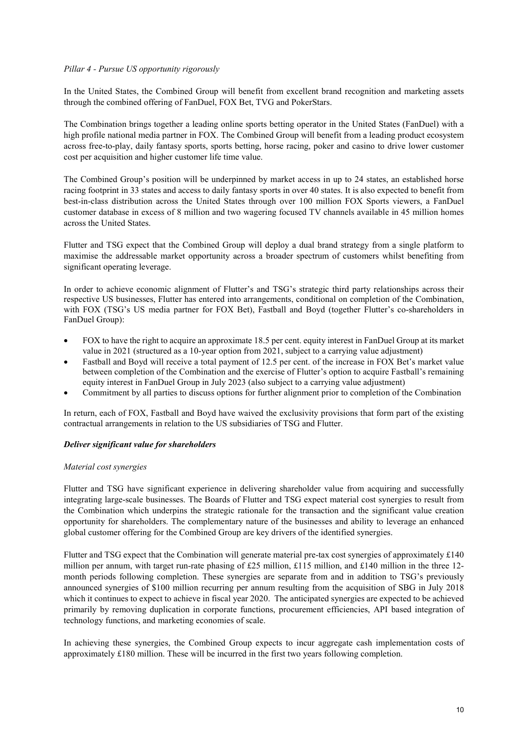*Pillar 4 - Pursue US opportunity rigorously*

In the United States, the Combined Group will benefit from excellent brand recognition and marketing assets through the combined offering of FanDuel, FOX Bet, TVG and PokerStars.

The Combination brings together a leading online sports betting operator in the United States (FanDuel) with a high profile national media partner in FOX. The Combined Group will benefit from a leading product ecosystem across free-to-play, daily fantasy sports, sports betting, horse racing, poker and casino to drive lower customer cost per acquisition and higher customer life time value.

The Combined Group's position will be underpinned by market access in up to 24 states, an established horse racing footprint in 33 states and access to daily fantasy sports in over 40 states. It is also expected to benefit from best-in-class distribution across the United States through over 100 million FOX Sports viewers, a FanDuel customer database in excess of 8 million and two wagering focused TV channels available in 45 million homes across the United States.

Flutter and TSG expect that the Combined Group will deploy a dual brand strategy from a single platform to maximise the addressable market opportunity across a broader spectrum of customers whilst benefiting from significant operating leverage.

In order to achieve economic alignment of Flutter's and TSG's strategic third party relationships across their respective US businesses, Flutter has entered into arrangements, conditional on completion of the Combination, with FOX (TSG's US media partner for FOX Bet), Fastball and Boyd (together Flutter's co-shareholders in FanDuel Group):

- FOX to have the right to acquire an approximate 18.5 per cent. equity interest in FanDuel Group at its market value in 2021 (structured as a 10-year option from 2021, subject to a carrying value adjustment)
- Fastball and Boyd will receive a total payment of 12.5 per cent. of the increase in FOX Bet's market value between completion of the Combination and the exercise of Flutter's option to acquire Fastball's remaining equity interest in FanDuel Group in July 2023 (also subject to a carrying value adjustment)
- Commitment by all parties to discuss options for further alignment prior to completion of the Combination

In return, each of FOX, Fastball and Boyd have waived the exclusivity provisions that form part of the existing contractual arrangements in relation to the US subsidiaries of TSG and Flutter.

***Deliver significant value for shareholders***

*Material cost synergies*

Flutter and TSG have significant experience in delivering shareholder value from acquiring and successfully integrating large-scale businesses. The Boards of Flutter and TSG expect material cost synergies to result from the Combination which underpins the strategic rationale for the transaction and the significant value creation opportunity for shareholders. The complementary nature of the businesses and ability to leverage an enhanced global customer offering for the Combined Group are key drivers of the identified synergies.

Flutter and TSG expect that the Combination will generate material pre-tax cost synergies of approximately £140 million per annum, with target run-rate phasing of £25 million, £115 million, and £140 million in the three 12-month periods following completion. These synergies are separate from and in addition to TSG's previously announced synergies of $100 million recurring per annum resulting from the acquisition of SBG in July 2018 which it continues to expect to achieve in fiscal year 2020. The anticipated synergies are expected to be achieved primarily by removing duplication in corporate functions, procurement efficiencies, API based integration of technology functions, and marketing economies of scale.

In achieving these synergies, the Combined Group expects to incur aggregate cash implementation costs of approximately £180 million. These will be incurred in the first two years following completion.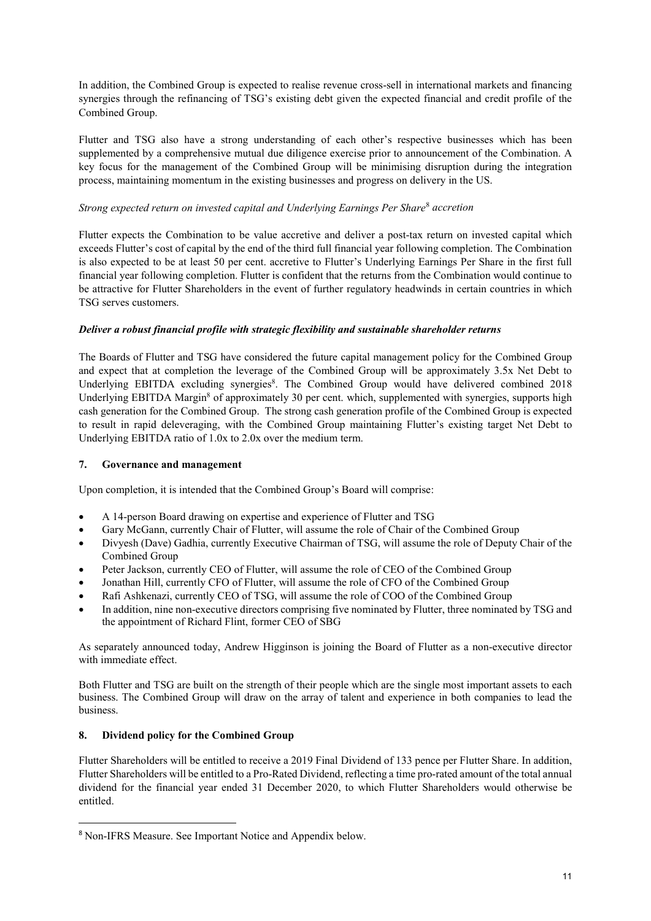In addition, the Combined Group is expected to realise revenue cross-sell in international markets and financing synergies through the refinancing of TSG's existing debt given the expected financial and credit profile of the Combined Group.

Flutter and TSG also have a strong understanding of each other's respective businesses which has been supplemented by a comprehensive mutual due diligence exercise prior to announcement of the Combination. A key focus for the management of the Combined Group will be minimising disruption during the integration process, maintaining momentum in the existing businesses and progress on delivery in the US.

*Strong expected return on invested capital and Underlying Earnings Per Share[8] accretion*

Flutter expects the Combination to be value accretive and deliver a post-tax return on invested capital which exceeds Flutter's cost of capital by the end of the third full financial year following completion. The Combination is also expected to be at least 50 per cent. accretive to Flutter's Underlying Earnings Per Share in the first full financial year following completion. Flutter is confident that the returns from the Combination would continue to be attractive for Flutter Shareholders in the event of further regulatory headwinds in certain countries in which TSG serves customers.

***Deliver a robust financial profile with strategic flexibility and sustainable shareholder returns***

The Boards of Flutter and TSG have considered the future capital management policy for the Combined Group and expect that at completion the leverage of the Combined Group will be approximately 3.5x Net Debt to Underlying EBITDA excluding synergies[8]. The Combined Group would have delivered combined 2018 Underlying EBITDA Margin[8] of approximately 30 per cent. which, supplemented with synergies, supports high cash generation for the Combined Group. The strong cash generation profile of the Combined Group is expected to result in rapid deleveraging, with the Combined Group maintaining Flutter's existing target Net Debt to Underlying EBITDA ratio of 1.0x to 2.0x over the medium term.

## 7. Governance and management

Upon completion, it is intended that the Combined Group's Board will comprise:

- A 14-person Board drawing on expertise and experience of Flutter and TSG
- Gary McGann, currently Chair of Flutter, will assume the role of Chair of the Combined Group
- Divyesh (Dave) Gadhia, currently Executive Chairman of TSG, will assume the role of Deputy Chair of the Combined Group
- Peter Jackson, currently CEO of Flutter, will assume the role of CEO of the Combined Group
- Jonathan Hill, currently CFO of Flutter, will assume the role of CFO of the Combined Group
- Rafi Ashkenazi, currently CEO of TSG, will assume the role of COO of the Combined Group
- In addition, nine non-executive directors comprising five nominated by Flutter, three nominated by TSG and the appointment of Richard Flint, former CEO of SBG

As separately announced today, Andrew Higginson is joining the Board of Flutter as a non-executive director with immediate effect.

Both Flutter and TSG are built on the strength of their people which are the single most important assets to each business. The Combined Group will draw on the array of talent and experience in both companies to lead the business.

## 8. Dividend policy for the Combined Group

Flutter Shareholders will be entitled to receive a 2019 Final Dividend of 133 pence per Flutter Share. In addition, Flutter Shareholders will be entitled to a Pro-Rated Dividend, reflecting a time pro-rated amount of the total annual dividend for the financial year ended 31 December 2020, to which Flutter Shareholders would otherwise be entitled.

---

[8] Non-IFRS Measure. See Important Notice and Appendix below.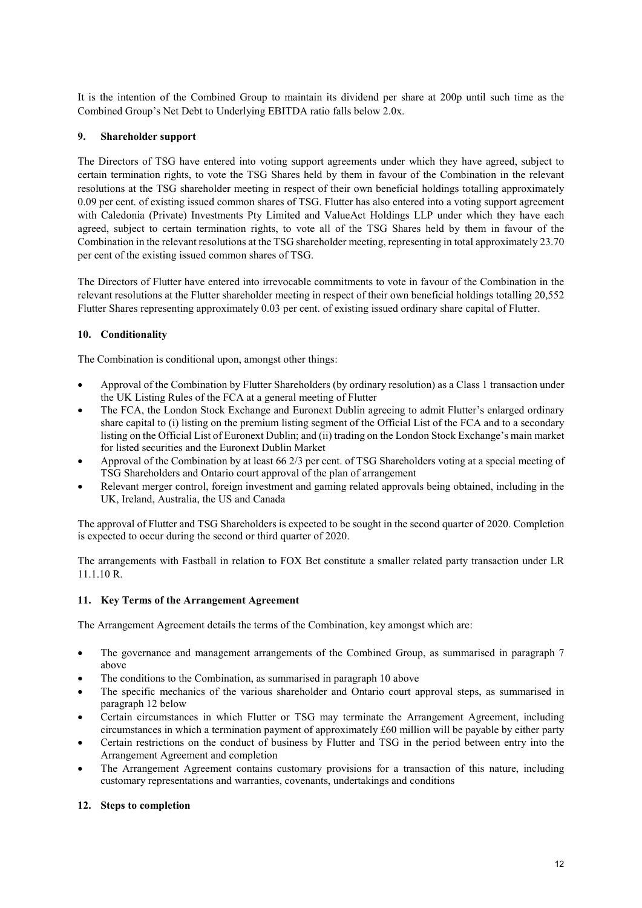It is the intention of the Combined Group to maintain its dividend per share at 200p until such time as the Combined Group's Net Debt to Underlying EBITDA ratio falls below 2.0x.

## 9. Shareholder support

The Directors of TSG have entered into voting support agreements under which they have agreed, subject to certain termination rights, to vote the TSG Shares held by them in favour of the Combination in the relevant resolutions at the TSG shareholder meeting in respect of their own beneficial holdings totalling approximately 0.09 per cent. of existing issued common shares of TSG. Flutter has also entered into a voting support agreement with Caledonia (Private) Investments Pty Limited and ValueAct Holdings LLP under which they have each agreed, subject to certain termination rights, to vote all of the TSG Shares held by them in favour of the Combination in the relevant resolutions at the TSG shareholder meeting, representing in total approximately 23.70 per cent of the existing issued common shares of TSG.

The Directors of Flutter have entered into irrevocable commitments to vote in favour of the Combination in the relevant resolutions at the Flutter shareholder meeting in respect of their own beneficial holdings totalling 20,552 Flutter Shares representing approximately 0.03 per cent. of existing issued ordinary share capital of Flutter.

## 10. Conditionality

The Combination is conditional upon, amongst other things:

- Approval of the Combination by Flutter Shareholders (by ordinary resolution) as a Class 1 transaction under the UK Listing Rules of the FCA at a general meeting of Flutter
- The FCA, the London Stock Exchange and Euronext Dublin agreeing to admit Flutter's enlarged ordinary share capital to (i) listing on the premium listing segment of the Official List of the FCA and to a secondary listing on the Official List of Euronext Dublin; and (ii) trading on the London Stock Exchange's main market for listed securities and the Euronext Dublin Market
- Approval of the Combination by at least 66 2/3 per cent. of TSG Shareholders voting at a special meeting of TSG Shareholders and Ontario court approval of the plan of arrangement
- Relevant merger control, foreign investment and gaming related approvals being obtained, including in the UK, Ireland, Australia, the US and Canada

The approval of Flutter and TSG Shareholders is expected to be sought in the second quarter of 2020. Completion is expected to occur during the second or third quarter of 2020.

The arrangements with Fastball in relation to FOX Bet constitute a smaller related party transaction under LR 11.1.10 R.

## 11. Key Terms of the Arrangement Agreement

The Arrangement Agreement details the terms of the Combination, key amongst which are:

- The governance and management arrangements of the Combined Group, as summarised in paragraph 7 above
- The conditions to the Combination, as summarised in paragraph 10 above
- The specific mechanics of the various shareholder and Ontario court approval steps, as summarised in paragraph 12 below
- Certain circumstances in which Flutter or TSG may terminate the Arrangement Agreement, including circumstances in which a termination payment of approximately £60 million will be payable by either party
- Certain restrictions on the conduct of business by Flutter and TSG in the period between entry into the Arrangement Agreement and completion
- The Arrangement Agreement contains customary provisions for a transaction of this nature, including customary representations and warranties, covenants, undertakings and conditions

## 12. Steps to completion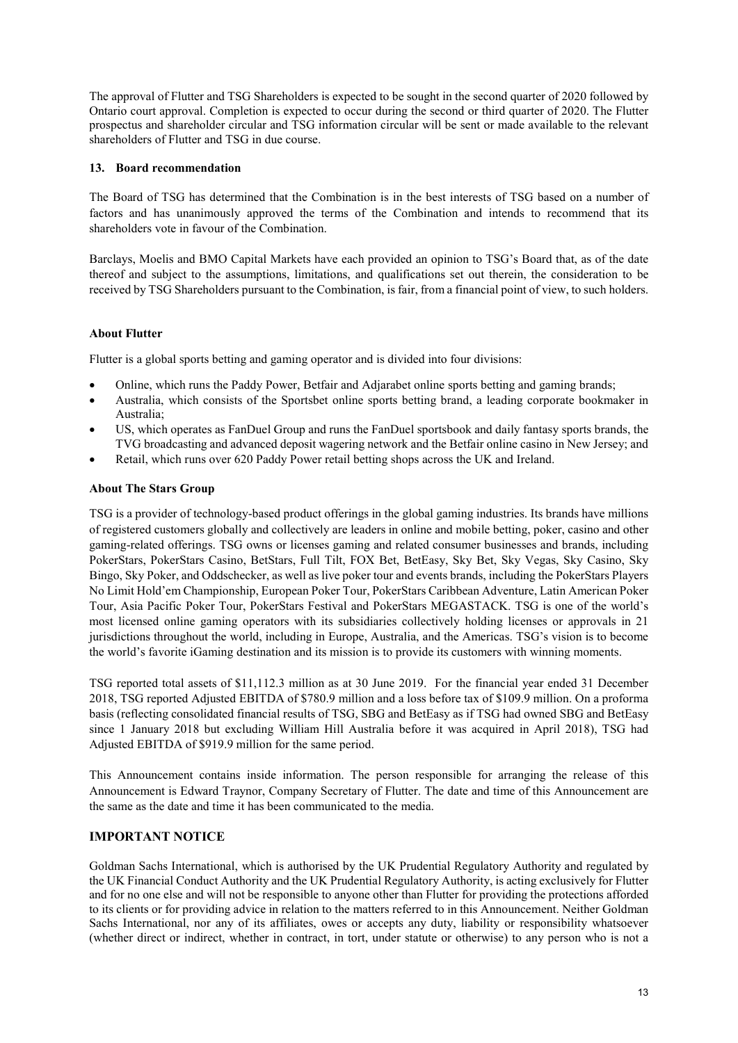The approval of Flutter and TSG Shareholders is expected to be sought in the second quarter of 2020 followed by Ontario court approval. Completion is expected to occur during the second or third quarter of 2020. The Flutter prospectus and shareholder circular and TSG information circular will be sent or made available to the relevant shareholders of Flutter and TSG in due course.

### 13. Board recommendation

The Board of TSG has determined that the Combination is in the best interests of TSG based on a number of factors and has unanimously approved the terms of the Combination and intends to recommend that its shareholders vote in favour of the Combination.

Barclays, Moelis and BMO Capital Markets have each provided an opinion to TSG's Board that, as of the date thereof and subject to the assumptions, limitations, and qualifications set out therein, the consideration to be received by TSG Shareholders pursuant to the Combination, is fair, from a financial point of view, to such holders.

### About Flutter

Flutter is a global sports betting and gaming operator and is divided into four divisions:

- Online, which runs the Paddy Power, Betfair and Adjarabet online sports betting and gaming brands;
- Australia, which consists of the Sportsbet online sports betting brand, a leading corporate bookmaker in Australia;
- US, which operates as FanDuel Group and runs the FanDuel sportsbook and daily fantasy sports brands, the TVG broadcasting and advanced deposit wagering network and the Betfair online casino in New Jersey; and
- Retail, which runs over 620 Paddy Power retail betting shops across the UK and Ireland.

### About The Stars Group

TSG is a provider of technology-based product offerings in the global gaming industries. Its brands have millions of registered customers globally and collectively are leaders in online and mobile betting, poker, casino and other gaming-related offerings. TSG owns or licenses gaming and related consumer businesses and brands, including PokerStars, PokerStars Casino, BetStars, Full Tilt, FOX Bet, BetEasy, Sky Bet, Sky Vegas, Sky Casino, Sky Bingo, Sky Poker, and Oddschecker, as well as live poker tour and events brands, including the PokerStars Players No Limit Hold'em Championship, European Poker Tour, PokerStars Caribbean Adventure, Latin American Poker Tour, Asia Pacific Poker Tour, PokerStars Festival and PokerStars MEGASTACK. TSG is one of the world's most licensed online gaming operators with its subsidiaries collectively holding licenses or approvals in 21 jurisdictions throughout the world, including in Europe, Australia, and the Americas. TSG's vision is to become the world's favorite iGaming destination and its mission is to provide its customers with winning moments.

TSG reported total assets of $11,112.3 million as at 30 June 2019. For the financial year ended 31 December 2018, TSG reported Adjusted EBITDA of $780.9 million and a loss before tax of $109.9 million. On a proforma basis (reflecting consolidated financial results of TSG, SBG and BetEasy as if TSG had owned SBG and BetEasy since 1 January 2018 but excluding William Hill Australia before it was acquired in April 2018), TSG had Adjusted EBITDA of $919.9 million for the same period.

This Announcement contains inside information. The person responsible for arranging the release of this Announcement is Edward Traynor, Company Secretary of Flutter. The date and time of this Announcement are the same as the date and time it has been communicated to the media.

## IMPORTANT NOTICE

Goldman Sachs International, which is authorised by the UK Prudential Regulatory Authority and regulated by the UK Financial Conduct Authority and the UK Prudential Regulatory Authority, is acting exclusively for Flutter and for no one else and will not be responsible to anyone other than Flutter for providing the protections afforded to its clients or for providing advice in relation to the matters referred to in this Announcement. Neither Goldman Sachs International, nor any of its affiliates, owes or accepts any duty, liability or responsibility whatsoever (whether direct or indirect, whether in contract, in tort, under statute or otherwise) to any person who is not a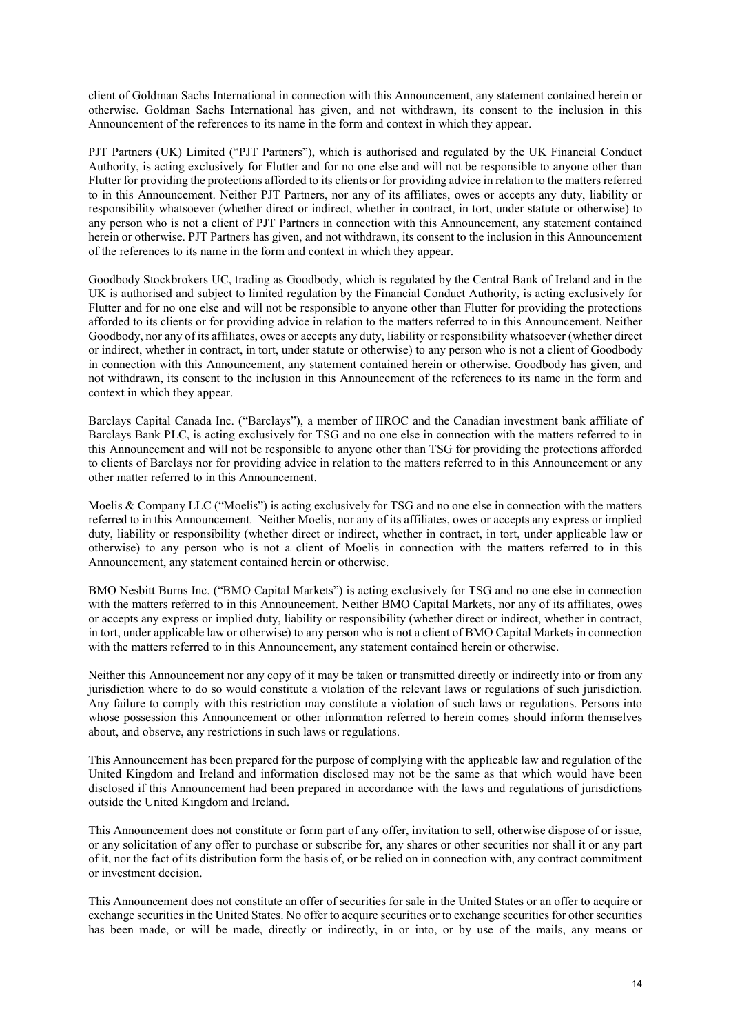client of Goldman Sachs International in connection with this Announcement, any statement contained herein or otherwise. Goldman Sachs International has given, and not withdrawn, its consent to the inclusion in this Announcement of the references to its name in the form and context in which they appear.

PJT Partners (UK) Limited ("PJT Partners"), which is authorised and regulated by the UK Financial Conduct Authority, is acting exclusively for Flutter and for no one else and will not be responsible to anyone other than Flutter for providing the protections afforded to its clients or for providing advice in relation to the matters referred to in this Announcement. Neither PJT Partners, nor any of its affiliates, owes or accepts any duty, liability or responsibility whatsoever (whether direct or indirect, whether in contract, in tort, under statute or otherwise) to any person who is not a client of PJT Partners in connection with this Announcement, any statement contained herein or otherwise. PJT Partners has given, and not withdrawn, its consent to the inclusion in this Announcement of the references to its name in the form and context in which they appear.

Goodbody Stockbrokers UC, trading as Goodbody, which is regulated by the Central Bank of Ireland and in the UK is authorised and subject to limited regulation by the Financial Conduct Authority, is acting exclusively for Flutter and for no one else and will not be responsible to anyone other than Flutter for providing the protections afforded to its clients or for providing advice in relation to the matters referred to in this Announcement. Neither Goodbody, nor any of its affiliates, owes or accepts any duty, liability or responsibility whatsoever (whether direct or indirect, whether in contract, in tort, under statute or otherwise) to any person who is not a client of Goodbody in connection with this Announcement, any statement contained herein or otherwise. Goodbody has given, and not withdrawn, its consent to the inclusion in this Announcement of the references to its name in the form and context in which they appear.

Barclays Capital Canada Inc. ("Barclays"), a member of IIROC and the Canadian investment bank affiliate of Barclays Bank PLC, is acting exclusively for TSG and no one else in connection with the matters referred to in this Announcement and will not be responsible to anyone other than TSG for providing the protections afforded to clients of Barclays nor for providing advice in relation to the matters referred to in this Announcement or any other matter referred to in this Announcement.

Moelis & Company LLC ("Moelis") is acting exclusively for TSG and no one else in connection with the matters referred to in this Announcement. Neither Moelis, nor any of its affiliates, owes or accepts any express or implied duty, liability or responsibility (whether direct or indirect, whether in contract, in tort, under applicable law or otherwise) to any person who is not a client of Moelis in connection with the matters referred to in this Announcement, any statement contained herein or otherwise.

BMO Nesbitt Burns Inc. ("BMO Capital Markets") is acting exclusively for TSG and no one else in connection with the matters referred to in this Announcement. Neither BMO Capital Markets, nor any of its affiliates, owes or accepts any express or implied duty, liability or responsibility (whether direct or indirect, whether in contract, in tort, under applicable law or otherwise) to any person who is not a client of BMO Capital Markets in connection with the matters referred to in this Announcement, any statement contained herein or otherwise.

Neither this Announcement nor any copy of it may be taken or transmitted directly or indirectly into or from any jurisdiction where to do so would constitute a violation of the relevant laws or regulations of such jurisdiction. Any failure to comply with this restriction may constitute a violation of such laws or regulations. Persons into whose possession this Announcement or other information referred to herein comes should inform themselves about, and observe, any restrictions in such laws or regulations.

This Announcement has been prepared for the purpose of complying with the applicable law and regulation of the United Kingdom and Ireland and information disclosed may not be the same as that which would have been disclosed if this Announcement had been prepared in accordance with the laws and regulations of jurisdictions outside the United Kingdom and Ireland.

This Announcement does not constitute or form part of any offer, invitation to sell, otherwise dispose of or issue, or any solicitation of any offer to purchase or subscribe for, any shares or other securities nor shall it or any part of it, nor the fact of its distribution form the basis of, or be relied on in connection with, any contract commitment or investment decision.

This Announcement does not constitute an offer of securities for sale in the United States or an offer to acquire or exchange securities in the United States. No offer to acquire securities or to exchange securities for other securities has been made, or will be made, directly or indirectly, in or into, or by use of the mails, any means or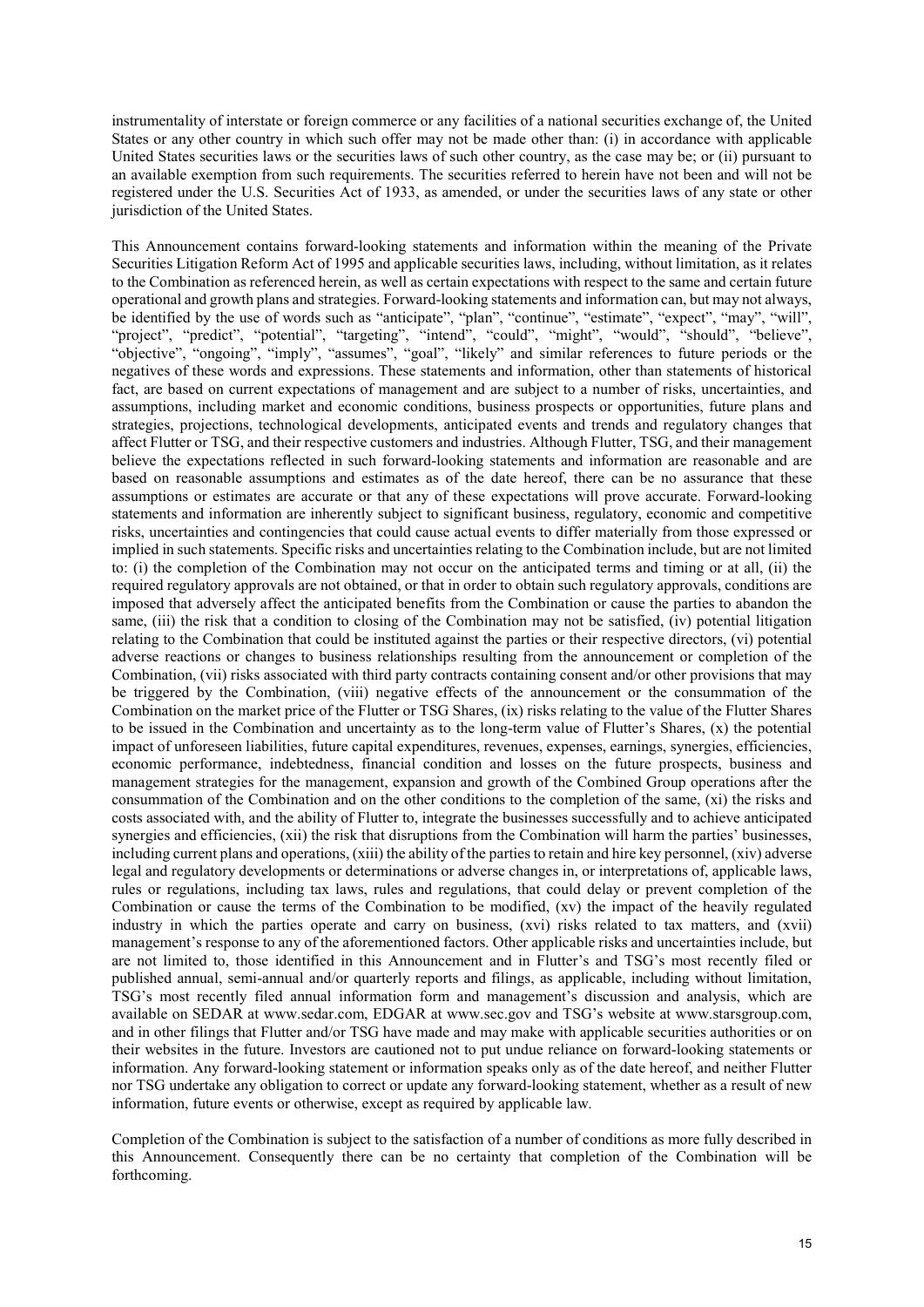instrumentality of interstate or foreign commerce or any facilities of a national securities exchange of, the United States or any other country in which such offer may not be made other than: (i) in accordance with applicable United States securities laws or the securities laws of such other country, as the case may be; or (ii) pursuant to an available exemption from such requirements. The securities referred to herein have not been and will not be registered under the U.S. Securities Act of 1933, as amended, or under the securities laws of any state or other jurisdiction of the United States.

This Announcement contains forward-looking statements and information within the meaning of the Private Securities Litigation Reform Act of 1995 and applicable securities laws, including, without limitation, as it relates to the Combination as referenced herein, as well as certain expectations with respect to the same and certain future operational and growth plans and strategies. Forward-looking statements and information can, but may not always, be identified by the use of words such as "anticipate", "plan", "continue", "estimate", "expect", "may", "will", "project", "predict", "potential", "targeting", "intend", "could", "might", "would", "should", "believe", "objective", "ongoing", "imply", "assumes", "goal", "likely" and similar references to future periods or the negatives of these words and expressions. These statements and information, other than statements of historical fact, are based on current expectations of management and are subject to a number of risks, uncertainties, and assumptions, including market and economic conditions, business prospects or opportunities, future plans and strategies, projections, technological developments, anticipated events and trends and regulatory changes that affect Flutter or TSG, and their respective customers and industries. Although Flutter, TSG, and their management believe the expectations reflected in such forward-looking statements and information are reasonable and are based on reasonable assumptions and estimates as of the date hereof, there can be no assurance that these assumptions or estimates are accurate or that any of these expectations will prove accurate. Forward-looking statements and information are inherently subject to significant business, regulatory, economic and competitive risks, uncertainties and contingencies that could cause actual events to differ materially from those expressed or implied in such statements. Specific risks and uncertainties relating to the Combination include, but are not limited to: (i) the completion of the Combination may not occur on the anticipated terms and timing or at all, (ii) the required regulatory approvals are not obtained, or that in order to obtain such regulatory approvals, conditions are imposed that adversely affect the anticipated benefits from the Combination or cause the parties to abandon the same, (iii) the risk that a condition to closing of the Combination may not be satisfied, (iv) potential litigation relating to the Combination that could be instituted against the parties or their respective directors, (vi) potential adverse reactions or changes to business relationships resulting from the announcement or completion of the Combination, (vii) risks associated with third party contracts containing consent and/or other provisions that may be triggered by the Combination, (viii) negative effects of the announcement or the consummation of the Combination on the market price of the Flutter or TSG Shares, (ix) risks relating to the value of the Flutter Shares to be issued in the Combination and uncertainty as to the long-term value of Flutter's Shares, (x) the potential impact of unforeseen liabilities, future capital expenditures, revenues, expenses, earnings, synergies, efficiencies, economic performance, indebtedness, financial condition and losses on the future prospects, business and management strategies for the management, expansion and growth of the Combined Group operations after the consummation of the Combination and on the other conditions to the completion of the same, (xi) the risks and costs associated with, and the ability of Flutter to, integrate the businesses successfully and to achieve anticipated synergies and efficiencies, (xii) the risk that disruptions from the Combination will harm the parties' businesses, including current plans and operations, (xiii) the ability of the parties to retain and hire key personnel, (xiv) adverse legal and regulatory developments or determinations or adverse changes in, or interpretations of, applicable laws, rules or regulations, including tax laws, rules and regulations, that could delay or prevent completion of the Combination or cause the terms of the Combination to be modified, (xv) the impact of the heavily regulated industry in which the parties operate and carry on business, (xvi) risks related to tax matters, and (xvii) management's response to any of the aforementioned factors. Other applicable risks and uncertainties include, but are not limited to, those identified in this Announcement and in Flutter's and TSG's most recently filed or published annual, semi-annual and/or quarterly reports and filings, as applicable, including without limitation, TSG's most recently filed annual information form and management's discussion and analysis, which are available on SEDAR at www.sedar.com, EDGAR at www.sec.gov and TSG's website at www.starsgroup.com, and in other filings that Flutter and/or TSG have made and may make with applicable securities authorities or on their websites in the future. Investors are cautioned not to put undue reliance on forward-looking statements or information. Any forward-looking statement or information speaks only as of the date hereof, and neither Flutter nor TSG undertake any obligation to correct or update any forward-looking statement, whether as a result of new information, future events or otherwise, except as required by applicable law.

Completion of the Combination is subject to the satisfaction of a number of conditions as more fully described in this Announcement. Consequently there can be no certainty that completion of the Combination will be forthcoming.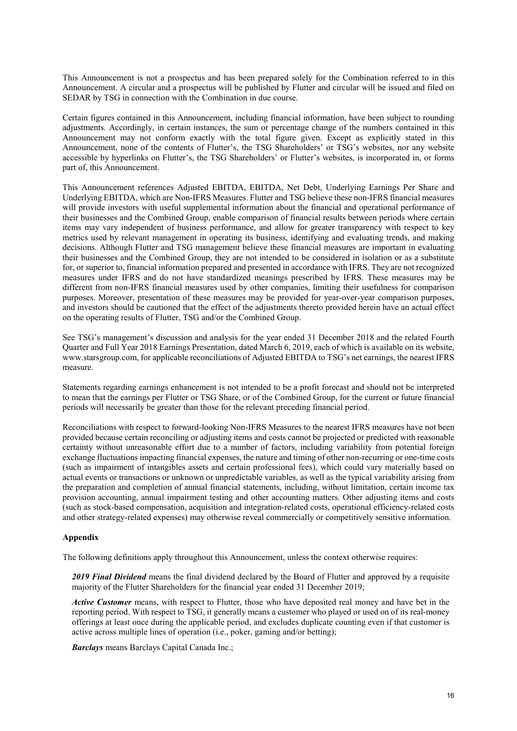This Announcement is not a prospectus and has been prepared solely for the Combination referred to in this Announcement. A circular and a prospectus will be published by Flutter and circular will be issued and filed on SEDAR by TSG in connection with the Combination in due course.

Certain figures contained in this Announcement, including financial information, have been subject to rounding adjustments. Accordingly, in certain instances, the sum or percentage change of the numbers contained in this Announcement may not conform exactly with the total figure given. Except as explicitly stated in this Announcement, none of the contents of Flutter's, the TSG Shareholders' or TSG's websites, nor any website accessible by hyperlinks on Flutter's, the TSG Shareholders' or Flutter's websites, is incorporated in, or forms part of, this Announcement.

This Announcement references Adjusted EBITDA, EBITDA, Net Debt, Underlying Earnings Per Share and Underlying EBITDA, which are Non-IFRS Measures. Flutter and TSG believe these non-IFRS financial measures will provide investors with useful supplemental information about the financial and operational performance of their businesses and the Combined Group, enable comparison of financial results between periods where certain items may vary independent of business performance, and allow for greater transparency with respect to key metrics used by relevant management in operating its business, identifying and evaluating trends, and making decisions. Although Flutter and TSG management believe these financial measures are important in evaluating their businesses and the Combined Group, they are not intended to be considered in isolation or as a substitute for, or superior to, financial information prepared and presented in accordance with IFRS. They are not recognized measures under IFRS and do not have standardized meanings prescribed by IFRS. These measures may be different from non-IFRS financial measures used by other companies, limiting their usefulness for comparison purposes. Moreover, presentation of these measures may be provided for year-over-year comparison purposes, and investors should be cautioned that the effect of the adjustments thereto provided herein have an actual effect on the operating results of Flutter, TSG and/or the Combined Group.

See TSG's management's discussion and analysis for the year ended 31 December 2018 and the related Fourth Quarter and Full Year 2018 Earnings Presentation, dated March 6, 2019, each of which is available on its website, www.starsgroup.com, for applicable reconciliations of Adjusted EBITDA to TSG's net earnings, the nearest IFRS measure.

Statements regarding earnings enhancement is not intended to be a profit forecast and should not be interpreted to mean that the earnings per Flutter or TSG Share, or of the Combined Group, for the current or future financial periods will necessarily be greater than those for the relevant preceding financial period.

Reconciliations with respect to forward-looking Non-IFRS Measures to the nearest IFRS measures have not been provided because certain reconciling or adjusting items and costs cannot be projected or predicted with reasonable certainty without unreasonable effort due to a number of factors, including variability from potential foreign exchange fluctuations impacting financial expenses, the nature and timing of other non-recurring or one-time costs (such as impairment of intangibles assets and certain professional fees), which could vary materially based on actual events or transactions or unknown or unpredictable variables, as well as the typical variability arising from the preparation and completion of annual financial statements, including, without limitation, certain income tax provision accounting, annual impairment testing and other accounting matters. Other adjusting items and costs (such as stock-based compensation, acquisition and integration-related costs, operational efficiency-related costs and other strategy-related expenses) may otherwise reveal commercially or competitively sensitive information.

## Appendix

The following definitions apply throughout this Announcement, unless the context otherwise requires:

***2019 Final Dividend*** means the final dividend declared by the Board of Flutter and approved by a requisite majority of the Flutter Shareholders for the financial year ended 31 December 2019;

***Active Customer*** means, with respect to Flutter, those who have deposited real money and have bet in the reporting period. With respect to TSG, it generally means a customer who played or used on of its real-money offerings at least once during the applicable period, and excludes duplicate counting even if that customer is active across multiple lines of operation (i.e., poker, gaming and/or betting);

***Barclays*** means Barclays Capital Canada Inc.;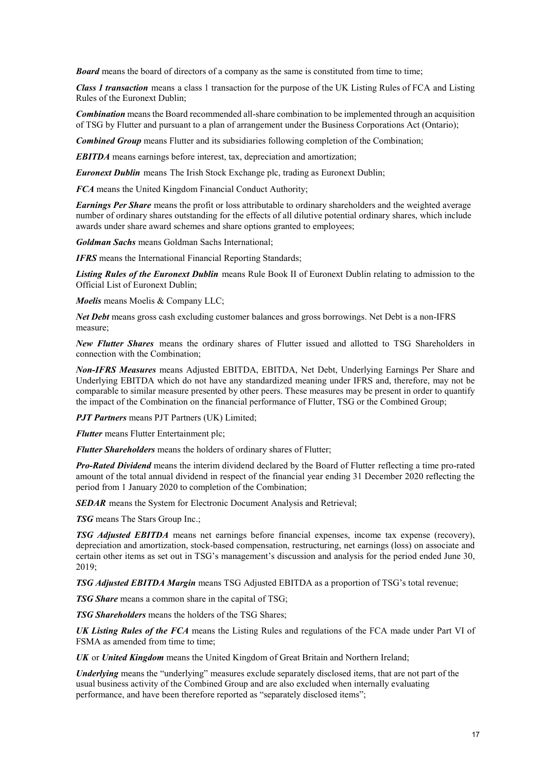***Board*** means the board of directors of a company as the same is constituted from time to time;

***Class 1 transaction*** means a class 1 transaction for the purpose of the UK Listing Rules of FCA and Listing Rules of the Euronext Dublin;

***Combination*** means the Board recommended all-share combination to be implemented through an acquisition of TSG by Flutter and pursuant to a plan of arrangement under the Business Corporations Act (Ontario);

***Combined Group*** means Flutter and its subsidiaries following completion of the Combination;

***EBITDA*** means earnings before interest, tax, depreciation and amortization;

***Euronext Dublin*** means The Irish Stock Exchange plc, trading as Euronext Dublin;

***FCA*** means the United Kingdom Financial Conduct Authority;

***Earnings Per Share*** means the profit or loss attributable to ordinary shareholders and the weighted average number of ordinary shares outstanding for the effects of all dilutive potential ordinary shares, which include awards under share award schemes and share options granted to employees;

***Goldman Sachs*** means Goldman Sachs International;

***IFRS*** means the International Financial Reporting Standards;

***Listing Rules of the Euronext Dublin*** means Rule Book II of Euronext Dublin relating to admission to the Official List of Euronext Dublin;

***Moelis*** means Moelis & Company LLC;

***Net Debt*** means gross cash excluding customer balances and gross borrowings. Net Debt is a non-IFRS measure;

***New Flutter Shares*** means the ordinary shares of Flutter issued and allotted to TSG Shareholders in connection with the Combination;

***Non-IFRS Measures*** means Adjusted EBITDA, EBITDA, Net Debt, Underlying Earnings Per Share and Underlying EBITDA which do not have any standardized meaning under IFRS and, therefore, may not be comparable to similar measure presented by other peers. These measures may be present in order to quantify the impact of the Combination on the financial performance of Flutter, TSG or the Combined Group;

***PJT Partners*** means PJT Partners (UK) Limited;

***Flutter*** means Flutter Entertainment plc;

***Flutter Shareholders*** means the holders of ordinary shares of Flutter;

***Pro-Rated Dividend*** means the interim dividend declared by the Board of Flutter reflecting a time pro-rated amount of the total annual dividend in respect of the financial year ending 31 December 2020 reflecting the period from 1 January 2020 to completion of the Combination;

***SEDAR*** means the System for Electronic Document Analysis and Retrieval;

***TSG*** means The Stars Group Inc.;

***TSG Adjusted EBITDA*** means net earnings before financial expenses, income tax expense (recovery), depreciation and amortization, stock-based compensation, restructuring, net earnings (loss) on associate and certain other items as set out in TSG's management's discussion and analysis for the period ended June 30, 2019;

***TSG Adjusted EBITDA Margin*** means TSG Adjusted EBITDA as a proportion of TSG's total revenue;

***TSG Share*** means a common share in the capital of TSG;

***TSG Shareholders*** means the holders of the TSG Shares;

***UK Listing Rules of the FCA*** means the Listing Rules and regulations of the FCA made under Part VI of FSMA as amended from time to time;

***UK*** or ***United Kingdom*** means the United Kingdom of Great Britain and Northern Ireland;

***Underlying*** means the "underlying" measures exclude separately disclosed items, that are not part of the usual business activity of the Combined Group and are also excluded when internally evaluating performance, and have been therefore reported as "separately disclosed items";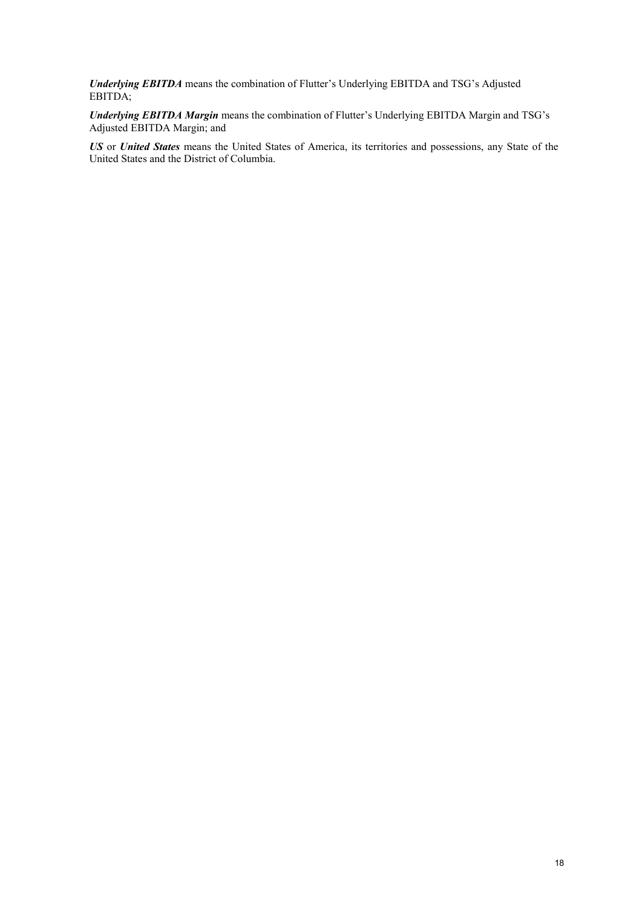***Underlying EBITDA*** means the combination of Flutter's Underlying EBITDA and TSG's Adjusted EBITDA;

***Underlying EBITDA Margin*** means the combination of Flutter's Underlying EBITDA Margin and TSG's Adjusted EBITDA Margin; and

***US*** or ***United States*** means the United States of America, its territories and possessions, any State of the United States and the District of Columbia.